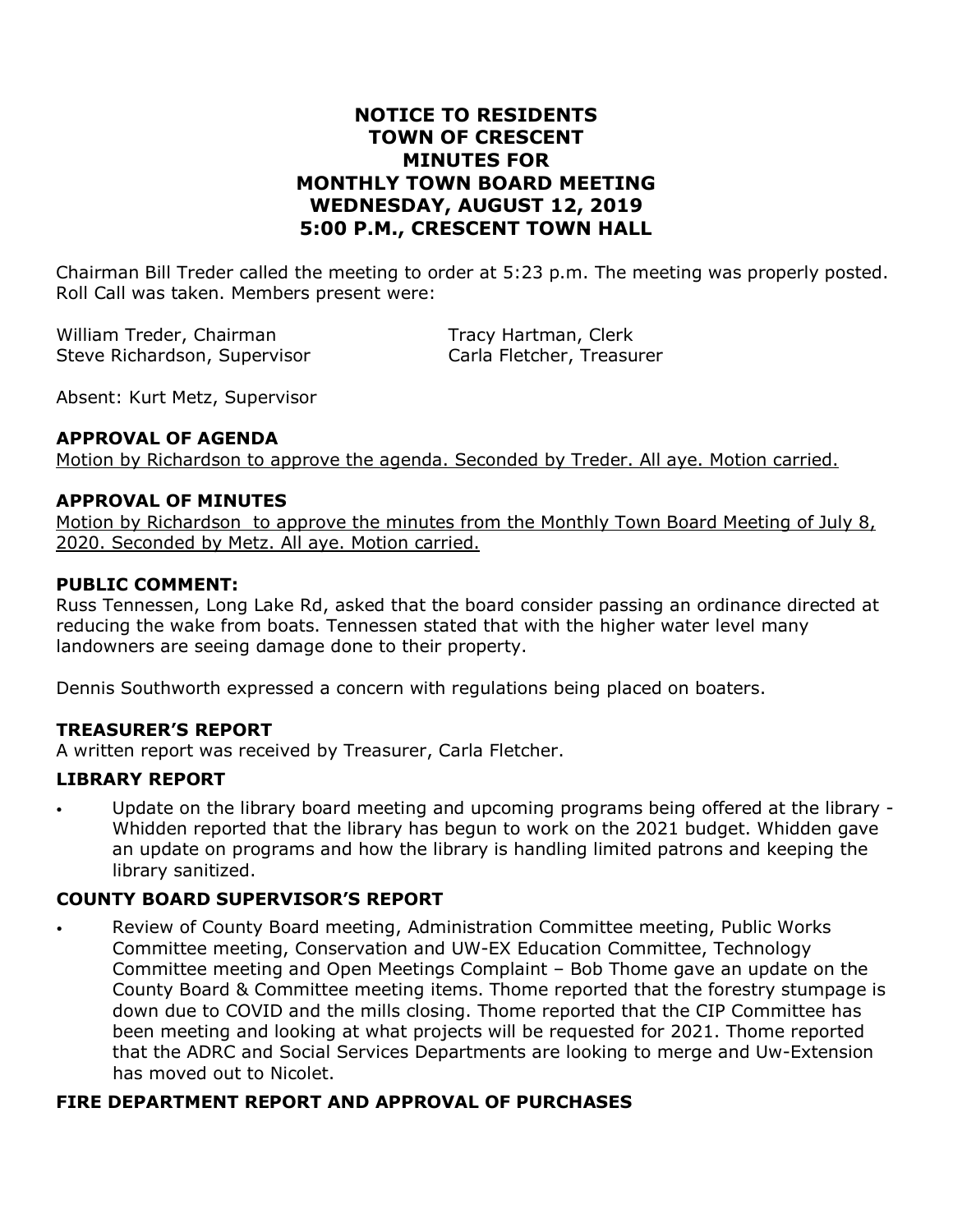# NOTICE TO RESIDENTS
# TOWN OF CRESCENT
# MINUTES FOR
# MONTHLY TOWN BOARD MEETING
# WEDNESDAY, AUGUST 12, 2019
# 5:00 P.M., CRESCENT TOWN HALL

Chairman Bill Treder called the meeting to order at 5:23 p.m. The meeting was properly posted. Roll Call was taken. Members present were:

William Treder, Chairman
Steve Richardson, Supervisor
Tracy Hartman, Clerk
Carla Fletcher, Treasurer

Absent: Kurt Metz, Supervisor

**APPROVAL OF AGENDA**

Motion by Richardson to approve the agenda. Seconded by Treder. All aye. Motion carried.

**APPROVAL OF MINUTES**

Motion by Richardson to approve the minutes from the Monthly Town Board Meeting of July 8, 2020. Seconded by Metz. All aye. Motion carried.

**PUBLIC COMMENT:**

Russ Tennessen, Long Lake Rd, asked that the board consider passing an ordinance directed at reducing the wake from boats. Tennessen stated that with the higher water level many landowners are seeing damage done to their property.

Dennis Southworth expressed a concern with regulations being placed on boaters.

**TREASURER'S REPORT**

A written report was received by Treasurer, Carla Fletcher.

**LIBRARY REPORT**

- Update on the library board meeting and upcoming programs being offered at the library - Whidden reported that the library has begun to work on the 2021 budget. Whidden gave an update on programs and how the library is handling limited patrons and keeping the library sanitized.

**COUNTY BOARD SUPERVISOR'S REPORT**

- Review of County Board meeting, Administration Committee meeting, Public Works Committee meeting, Conservation and UW-EX Education Committee, Technology Committee meeting and Open Meetings Complaint – Bob Thome gave an update on the County Board & Committee meeting items. Thome reported that the forestry stumpage is down due to COVID and the mills closing. Thome reported that the CIP Committee has been meeting and looking at what projects will be requested for 2021. Thome reported that the ADRC and Social Services Departments are looking to merge and Uw-Extension has moved out to Nicolet.

**FIRE DEPARTMENT REPORT AND APPROVAL OF PURCHASES**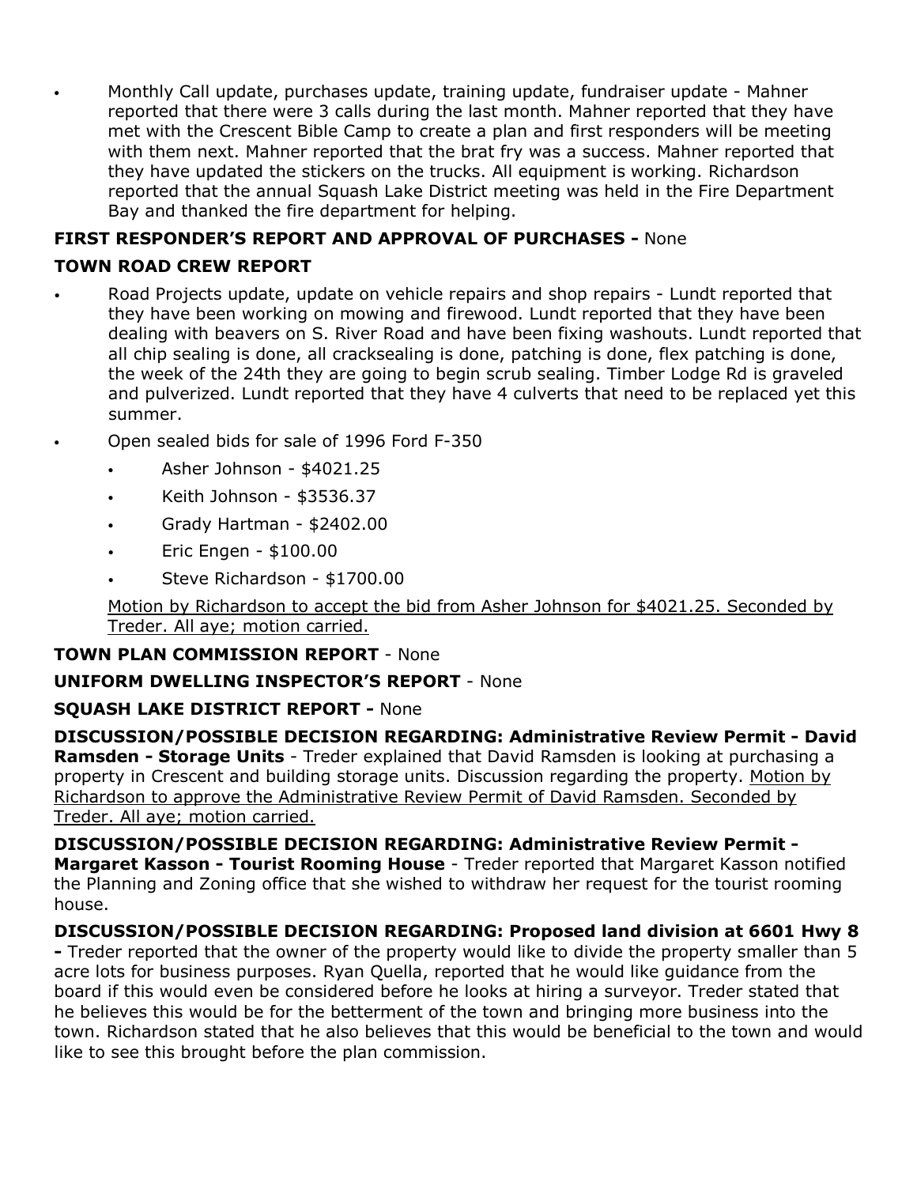- Monthly Call update, purchases update, training update, fundraiser update - Mahner reported that there were 3 calls during the last month. Mahner reported that they have met with the Crescent Bible Camp to create a plan and first responders will be meeting with them next. Mahner reported that the brat fry was a success. Mahner reported that they have updated the stickers on the trucks. All equipment is working. Richardson reported that the annual Squash Lake District meeting was held in the Fire Department Bay and thanked the fire department for helping.

**FIRST RESPONDER'S REPORT AND APPROVAL OF PURCHASES -** None

**TOWN ROAD CREW REPORT**

- Road Projects update, update on vehicle repairs and shop repairs - Lundt reported that they have been working on mowing and firewood. Lundt reported that they have been dealing with beavers on S. River Road and have been fixing washouts. Lundt reported that all chip sealing is done, all cracksealing is done, patching is done, flex patching is done, the week of the 24th they are going to begin scrub sealing. Timber Lodge Rd is graveled and pulverized. Lundt reported that they have 4 culverts that need to be replaced yet this summer.
- Open sealed bids for sale of 1996 Ford F-350
  - Asher Johnson - $4021.25
  - Keith Johnson - $3536.37
  - Grady Hartman - $2402.00
  - Eric Engen - $100.00
  - Steve Richardson - $1700.00

  <u>Motion by Richardson to accept the bid from Asher Johnson for $4021.25. Seconded by Treder. All aye; motion carried.</u>

**TOWN PLAN COMMISSION REPORT** - None

**UNIFORM DWELLING INSPECTOR'S REPORT** - None

**SQUASH LAKE DISTRICT REPORT -** None

**DISCUSSION/POSSIBLE DECISION REGARDING: Administrative Review Permit - David Ramsden - Storage Units** - Treder explained that David Ramsden is looking at purchasing a property in Crescent and building storage units. Discussion regarding the property. <u>Motion by Richardson to approve the Administrative Review Permit of David Ramsden. Seconded by Treder. All aye; motion carried.</u>

**DISCUSSION/POSSIBLE DECISION REGARDING: Administrative Review Permit - Margaret Kasson - Tourist Rooming House** - Treder reported that Margaret Kasson notified the Planning and Zoning office that she wished to withdraw her request for the tourist rooming house.

**DISCUSSION/POSSIBLE DECISION REGARDING: Proposed land division at 6601 Hwy 8 -** Treder reported that the owner of the property would like to divide the property smaller than 5 acre lots for business purposes. Ryan Quella, reported that he would like guidance from the board if this would even be considered before he looks at hiring a surveyor. Treder stated that he believes this would be for the betterment of the town and bringing more business into the town. Richardson stated that he also believes that this would be beneficial to the town and would like to see this brought before the plan commission.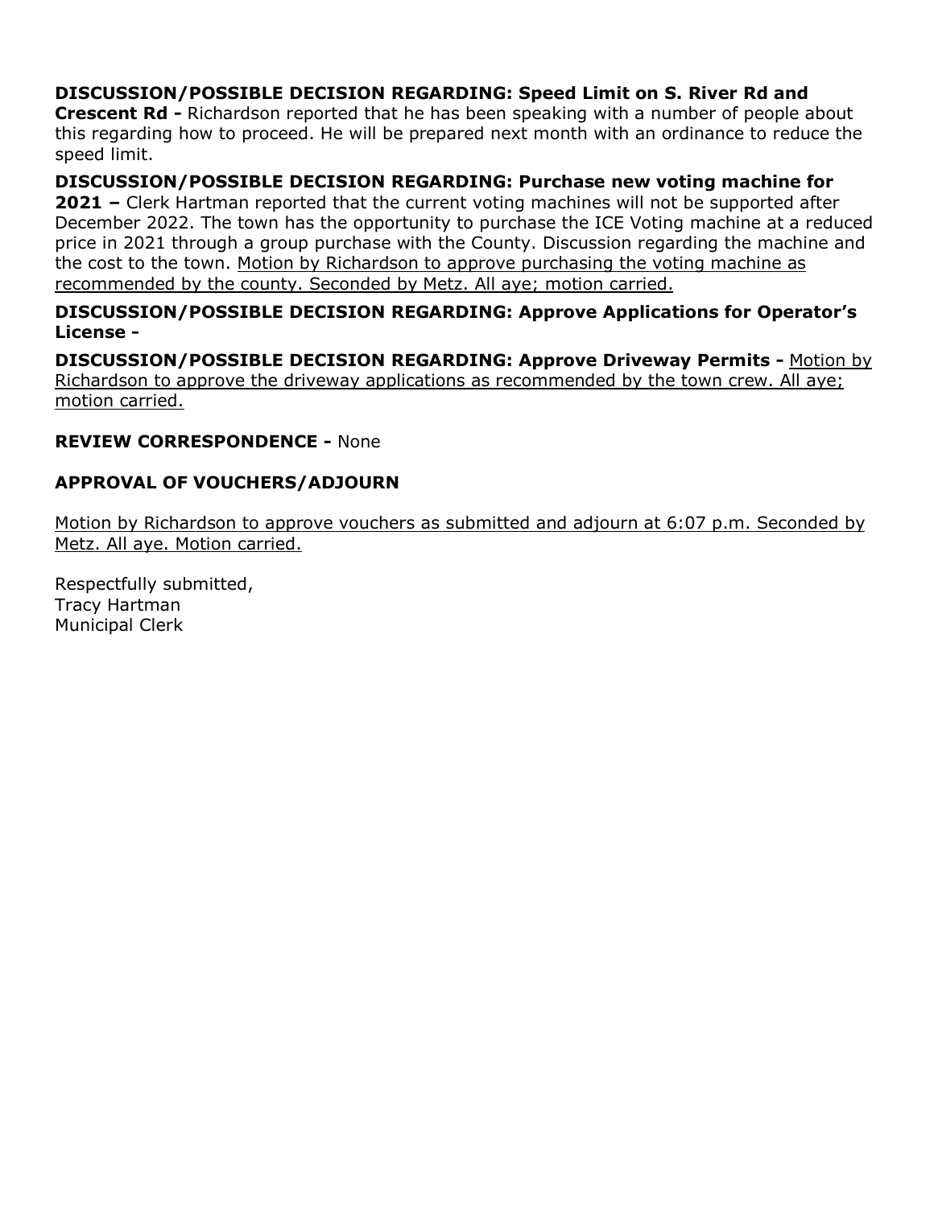**DISCUSSION/POSSIBLE DECISION REGARDING: Speed Limit on S. River Rd and Crescent Rd -** Richardson reported that he has been speaking with a number of people about this regarding how to proceed. He will be prepared next month with an ordinance to reduce the speed limit.

**DISCUSSION/POSSIBLE DECISION REGARDING: Purchase new voting machine for 2021 –** Clerk Hartman reported that the current voting machines will not be supported after December 2022. The town has the opportunity to purchase the ICE Voting machine at a reduced price in 2021 through a group purchase with the County. Discussion regarding the machine and the cost to the town. <u>Motion by Richardson to approve purchasing the voting machine as recommended by the county. Seconded by Metz. All aye; motion carried.</u>

**DISCUSSION/POSSIBLE DECISION REGARDING: Approve Applications for Operator's License -**

**DISCUSSION/POSSIBLE DECISION REGARDING: Approve Driveway Permits -** <u>Motion by Richardson to approve the driveway applications as recommended by the town crew. All aye; motion carried.</u>

**REVIEW CORRESPONDENCE -** None

**APPROVAL OF VOUCHERS/ADJOURN**

<u>Motion by Richardson to approve vouchers as submitted and adjourn at 6:07 p.m. Seconded by Metz. All aye. Motion carried.</u>

Respectfully submitted,
Tracy Hartman
Municipal Clerk